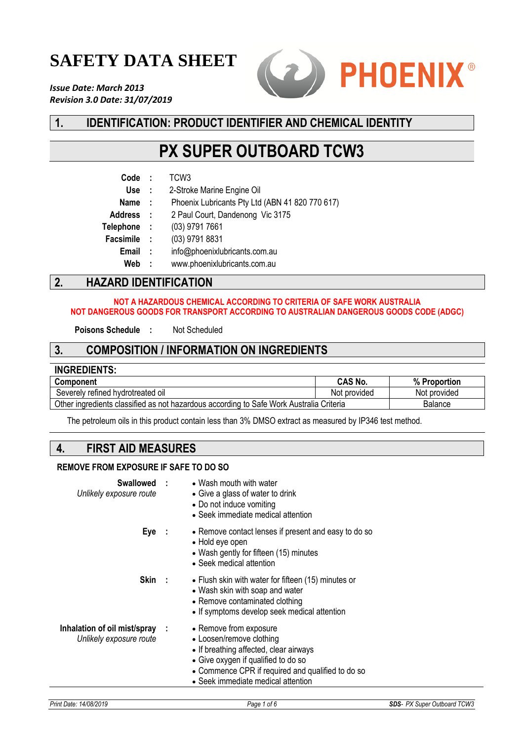# SAFETY DATA SHEET

PHOENIX®

***Issue Date: March 2013***
***Revision 3.0 Date: 31/07/2019***

## 1. IDENTIFICATION: PRODUCT IDENTIFIER AND CHEMICAL IDENTITY

# PX SUPER OUTBOARD TCW3

| | | |
|---|---|---|
| **Code** | : | TCW3 |
| **Use** | : | 2-Stroke Marine Engine Oil |
| **Name** | : | Phoenix Lubricants Pty Ltd (ABN 41 820 770 617) |
| **Address** | : | 2 Paul Court, Dandenong Vic 3175 |
| **Telephone** | : | (03) 9791 7661 |
| **Facsimile** | : | (03) 9791 8831 |
| **Email** | : | info@phoenixlubricants.com.au |
| **Web** | : | www.phoenixlubricants.com.au |

## 2. HAZARD IDENTIFICATION

**NOT A HAZARDOUS CHEMICAL ACCORDING TO CRITERIA OF SAFE WORK AUSTRALIA**
**NOT DANGEROUS GOODS FOR TRANSPORT ACCORDING TO AUSTRALIAN DANGEROUS GOODS CODE (ADGC)**

**Poisons Schedule** : Not Scheduled

## 3. COMPOSITION / INFORMATION ON INGREDIENTS

**INGREDIENTS:**

| Component | CAS No. | % Proportion |
|---|---|---|
| Severely refined hydrotreated oil | Not provided | Not provided |
| Other ingredients classified as not hazardous according to Safe Work Australia Criteria | | Balance |

The petroleum oils in this product contain less than 3% DMSO extract as measured by IP346 test method.

## 4. FIRST AID MEASURES

**REMOVE FROM EXPOSURE IF SAFE TO DO SO**

**Swallowed** :
*Unlikely exposure route*
- Wash mouth with water
- Give a glass of water to drink
- Do not induce vomiting
- Seek immediate medical attention

**Eye** :
- Remove contact lenses if present and easy to do so
- Hold eye open
- Wash gently for fifteen (15) minutes
- Seek medical attention

**Skin** :
- Flush skin with water for fifteen (15) minutes or
- Wash skin with soap and water
- Remove contaminated clothing
- If symptoms develop seek medical attention

**Inhalation of oil mist/spray** :
*Unlikely exposure route*
- Remove from exposure
- Loosen/remove clothing
- If breathing affected, clear airways
- Give oxygen if qualified to do so
- Commence CPR if required and qualified to do so
- Seek immediate medical attention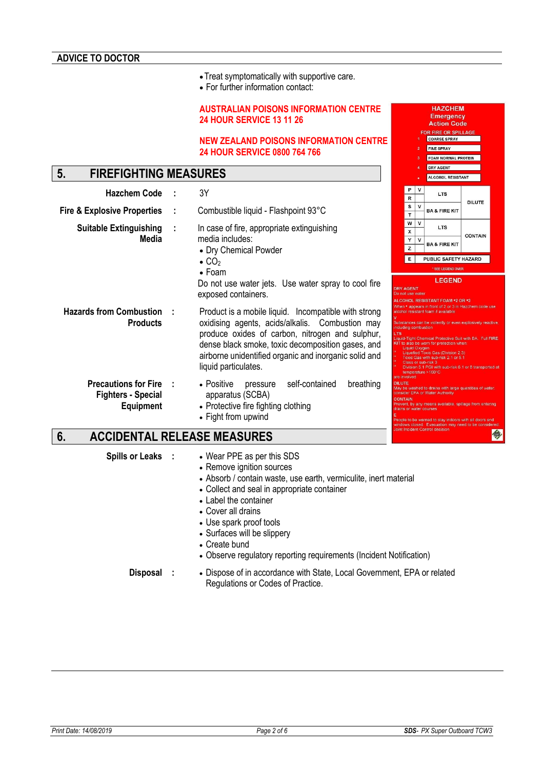## ADVICE TO DOCTOR

- Treat symptomatically with supportive care.
- For further information contact:

**AUSTRALIAN POISONS INFORMATION CENTRE**
**24 HOUR SERVICE 13 11 26**

**NEW ZEALAND POISONS INFORMATION CENTRE**
**24 HOUR SERVICE 0800 764 766**

## 5. FIREFIGHTING MEASURES

**Hazchem Code** : 3Y

**Fire & Explosive Properties** : Combustible liquid - Flashpoint 93°C

**Suitable Extinguishing Media** : In case of fire, appropriate extinguishing media includes:

- Dry Chemical Powder
- $CO_2$
- Foam

Do not use water jets. Use water spray to cool fire exposed containers.

**Hazards from Combustion Products** : Product is a mobile liquid. Incompatible with strong oxidising agents, acids/alkalis. Combustion may produce oxides of carbon, nitrogen and sulphur, dense black smoke, toxic decomposition gases, and airborne unidentified organic and inorganic solid and liquid particulates.

**Precautions for Fire Fighters - Special Equipment** :

- Positive pressure self-contained breathing apparatus (SCBA)
- Protective fire fighting clothing
- Fight from upwind

**HAZCHEM Emergency Action Code**

FOR FIRE OR SPILLAGE

| | |
|---|---|
| 1 | COARSE SPRAY |
| 2 | FINE SPRAY |
| 3 | FOAM NORMAL PROTEIN |
| 4 | DRY AGENT |
| • | ALCOHOL RESISTANT |

| | | | |
|---|---|---|---|
| P | V | LTS | DILUTE |
| R | | | |
| S | V | BA & FIRE KIT | |
| T | | | |
| W | V | LTS | CONTAIN |
| X | | | |
| Y | V | BA & FIRE KIT | |
| Z | | | |
| E | | PUBLIC SAFETY HAZARD | |

* SEE LEGEND OVER

**LEGEND**

DRY AGENT
Do not use water

ALCOHOL RESISTANT FOAM •2 OR •3
When • appears in front of 2 or 3 in Hazchem code use alcohol resistant foam if available

V
Substances can be violently or even explosively reactive including combustion

LTS
Liquid-Tight Chemical Protective Suit with BA. Full FIRE KIT to also be worn for protection when:
- Liquid Oxygen
- Liquefied Toxic Gas (Division 2.3)
- Toxic Gas with sub-risk 2.1 or 5.1
- Class or sub-risk 3
- Division 5.1 PGI with sub-risk 6.1 or 8 transported at temperature > 100°C

are involved

DILUTE
May be washed to drains with large quantities of water, consider EPA or Water Authority

CONTAIN
Prevent, by any means available, spillage from entering drains or water courses

E
People to be warned to stay indoors with all doors and windows closed. Evacuation may need to be considered. Joint Incident Control decision

## 6. ACCIDENTAL RELEASE MEASURES

**Spills or Leaks** :

- Wear PPE as per this SDS
- Remove ignition sources
- Absorb / contain waste, use earth, vermiculite, inert material
- Collect and seal in appropriate container
- Label the container
- Cover all drains
- Use spark proof tools
- Surfaces will be slippery
- Create bund
- Observe regulatory reporting requirements (Incident Notification)

**Disposal** :

- Dispose of in accordance with State, Local Government, EPA or related Regulations or Codes of Practice.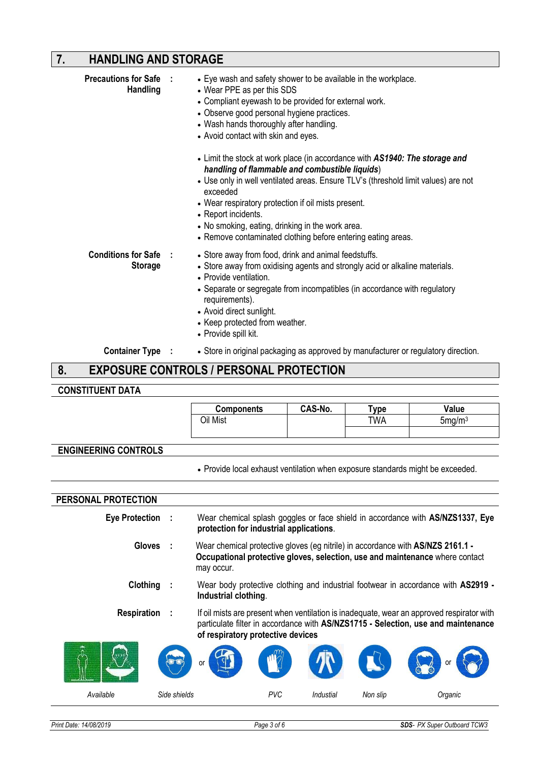## 7. HANDLING AND STORAGE

**Precautions for Safe Handling :**

- Eye wash and safety shower to be available in the workplace.
- Wear PPE as per this SDS
- Compliant eyewash to be provided for external work.
- Observe good personal hygiene practices.
- Wash hands thoroughly after handling.
- Avoid contact with skin and eyes.

- Limit the stock at work place (in accordance with ***AS1940: The storage and handling of flammable and combustible liquids***)
- Use only in well ventilated areas. Ensure TLV's (threshold limit values) are not exceeded
- Wear respiratory protection if oil mists present.
- Report incidents.
- No smoking, eating, drinking in the work area.
- Remove contaminated clothing before entering eating areas.

**Conditions for Safe Storage :**

- Store away from food, drink and animal feedstuffs.
- Store away from oxidising agents and strongly acid or alkaline materials.
- Provide ventilation.
- Separate or segregate from incompatibles (in accordance with regulatory requirements).
- Avoid direct sunlight.
- Keep protected from weather.
- Provide spill kit.

**Container Type :**

- Store in original packaging as approved by manufacturer or regulatory direction.

## 8. EXPOSURE CONTROLS / PERSONAL PROTECTION

### CONSTITUENT DATA

| Components | CAS-No. | Type | Value |
|---|---|---|---|
| Oil Mist | | TWA | 5mg/m³ |
| | | | |

### ENGINEERING CONTROLS

- Provide local exhaust ventilation when exposure standards might be exceeded.

### PERSONAL PROTECTION

**Eye Protection :** Wear chemical splash goggles or face shield in accordance with **AS/NZS1337, Eye protection for industrial applications**.

**Gloves :** Wear chemical protective gloves (eg nitrile) in accordance with **AS/NZS 2161.1 - Occupational protective gloves, selection, use and maintenance** where contact may occur.

**Clothing :** Wear body protective clothing and industrial footwear in accordance with **AS2919 - Industrial clothing**.

**Respiration :** If oil mists are present when ventilation is inadequate, wear an approved respirator with particulate filter in accordance with **AS/NZS1715 - Selection, use and maintenance of respiratory protective devices**

*Available* *Side shields* or *PVC* *Industial* *Non slip* *Organic* or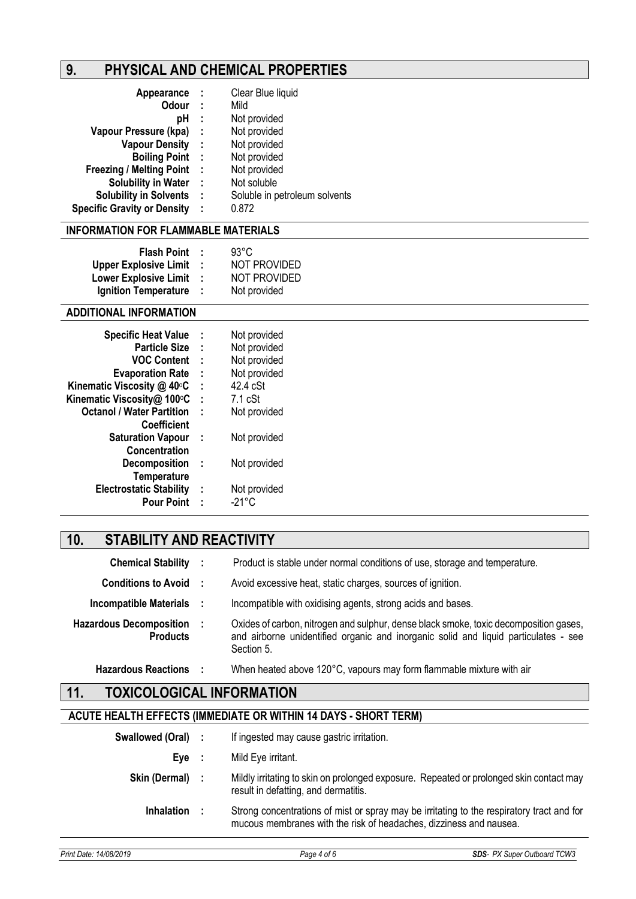## 9. PHYSICAL AND CHEMICAL PROPERTIES

| | | |
|---|---|---|
| **Appearance** | : | Clear Blue liquid |
| **Odour** | : | Mild |
| **pH** | : | Not provided |
| **Vapour Pressure (kpa)** | : | Not provided |
| **Vapour Density** | : | Not provided |
| **Boiling Point** | : | Not provided |
| **Freezing / Melting Point** | : | Not provided |
| **Solubility in Water** | : | Not soluble |
| **Solubility in Solvents** | : | Soluble in petroleum solvents |
| **Specific Gravity or Density** | : | 0.872 |

### INFORMATION FOR FLAMMABLE MATERIALS

| | | |
|---|---|---|
| **Flash Point** | : | 93°C |
| **Upper Explosive Limit** | : | NOT PROVIDED |
| **Lower Explosive Limit** | : | NOT PROVIDED |
| **Ignition Temperature** | : | Not provided |

### ADDITIONAL INFORMATION

| | | |
|---|---|---|
| **Specific Heat Value** | : | Not provided |
| **Particle Size** | : | Not provided |
| **VOC Content** | : | Not provided |
| **Evaporation Rate** | : | Not provided |
| **Kinematic Viscosity @ 40°C** | : | 42.4 cSt |
| **Kinematic Viscosity@ 100°C** | : | 7.1 cSt |
| **Octanol / Water Partition Coefficient** | : | Not provided |
| **Saturation Vapour Concentration** | : | Not provided |
| **Decomposition Temperature** | : | Not provided |
| **Electrostatic Stability** | : | Not provided |
| **Pour Point** | : | -21°C |

## 10. STABILITY AND REACTIVITY

| | | |
|---|---|---|
| **Chemical Stability** | : | Product is stable under normal conditions of use, storage and temperature. |
| **Conditions to Avoid** | : | Avoid excessive heat, static charges, sources of ignition. |
| **Incompatible Materials** | : | Incompatible with oxidising agents, strong acids and bases. |
| **Hazardous Decomposition Products** | : | Oxides of carbon, nitrogen and sulphur, dense black smoke, toxic decomposition gases, and airborne unidentified organic and inorganic solid and liquid particulates - see Section 5. |
| **Hazardous Reactions** | : | When heated above 120°C, vapours may form flammable mixture with air |

## 11. TOXICOLOGICAL INFORMATION

### ACUTE HEALTH EFFECTS (IMMEDIATE OR WITHIN 14 DAYS - SHORT TERM)

| | | |
|---|---|---|
| **Swallowed (Oral)** | : | If ingested may cause gastric irritation. |
| **Eye** | : | Mild Eye irritant. |
| **Skin (Dermal)** | : | Mildly irritating to skin on prolonged exposure. Repeated or prolonged skin contact may result in defatting, and dermatitis. |
| **Inhalation** | : | Strong concentrations of mist or spray may be irritating to the respiratory tract and for mucous membranes with the risk of headaches, dizziness and nausea. |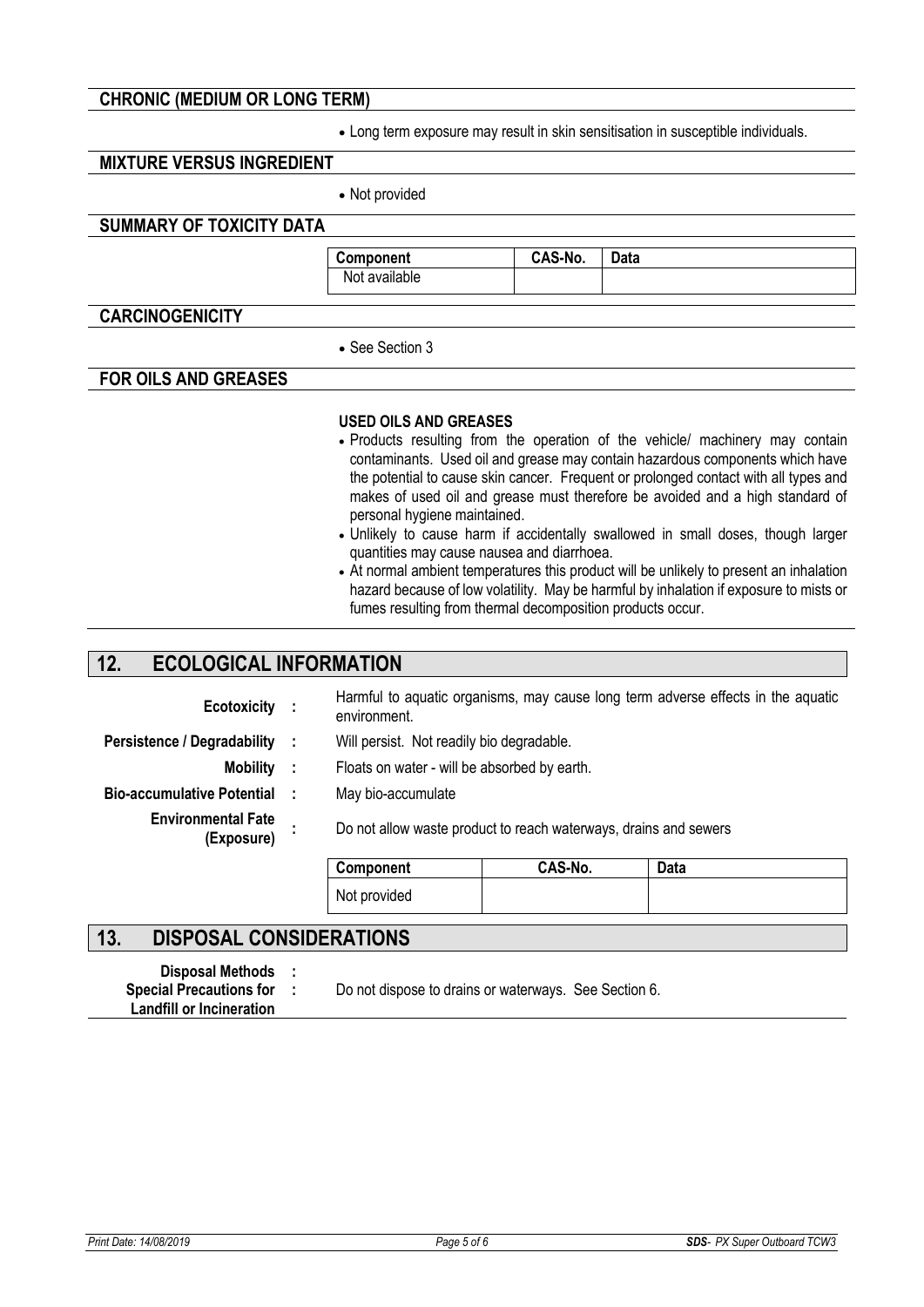### CHRONIC (MEDIUM OR LONG TERM)

- Long term exposure may result in skin sensitisation in susceptible individuals.

### MIXTURE VERSUS INGREDIENT

- Not provided

### SUMMARY OF TOXICITY DATA

| Component | CAS-No. | Data |
|---|---|---|
| Not available | | |

### CARCINOGENICITY

- See Section 3

### FOR OILS AND GREASES

**USED OILS AND GREASES**

- Products resulting from the operation of the vehicle/ machinery may contain contaminants. Used oil and grease may contain hazardous components which have the potential to cause skin cancer. Frequent or prolonged contact with all types and makes of used oil and grease must therefore be avoided and a high standard of personal hygiene maintained.
- Unlikely to cause harm if accidentally swallowed in small doses, though larger quantities may cause nausea and diarrhoea.
- At normal ambient temperatures this product will be unlikely to present an inhalation hazard because of low volatility. May be harmful by inhalation if exposure to mists or fumes resulting from thermal decomposition products occur.

## 12. ECOLOGICAL INFORMATION

**Ecotoxicity :** Harmful to aquatic organisms, may cause long term adverse effects in the aquatic environment.

**Persistence / Degradability :** Will persist. Not readily bio degradable.

**Mobility :** Floats on water - will be absorbed by earth.

**Bio-accumulative Potential :** May bio-accumulate

**Environmental Fate (Exposure) :** Do not allow waste product to reach waterways, drains and sewers

| Component | CAS-No. | Data |
|---|---|---|
| Not provided | | |

## 13. DISPOSAL CONSIDERATIONS

**Disposal Methods :**

**Special Precautions for Landfill or Incineration :** Do not dispose to drains or waterways. See Section 6.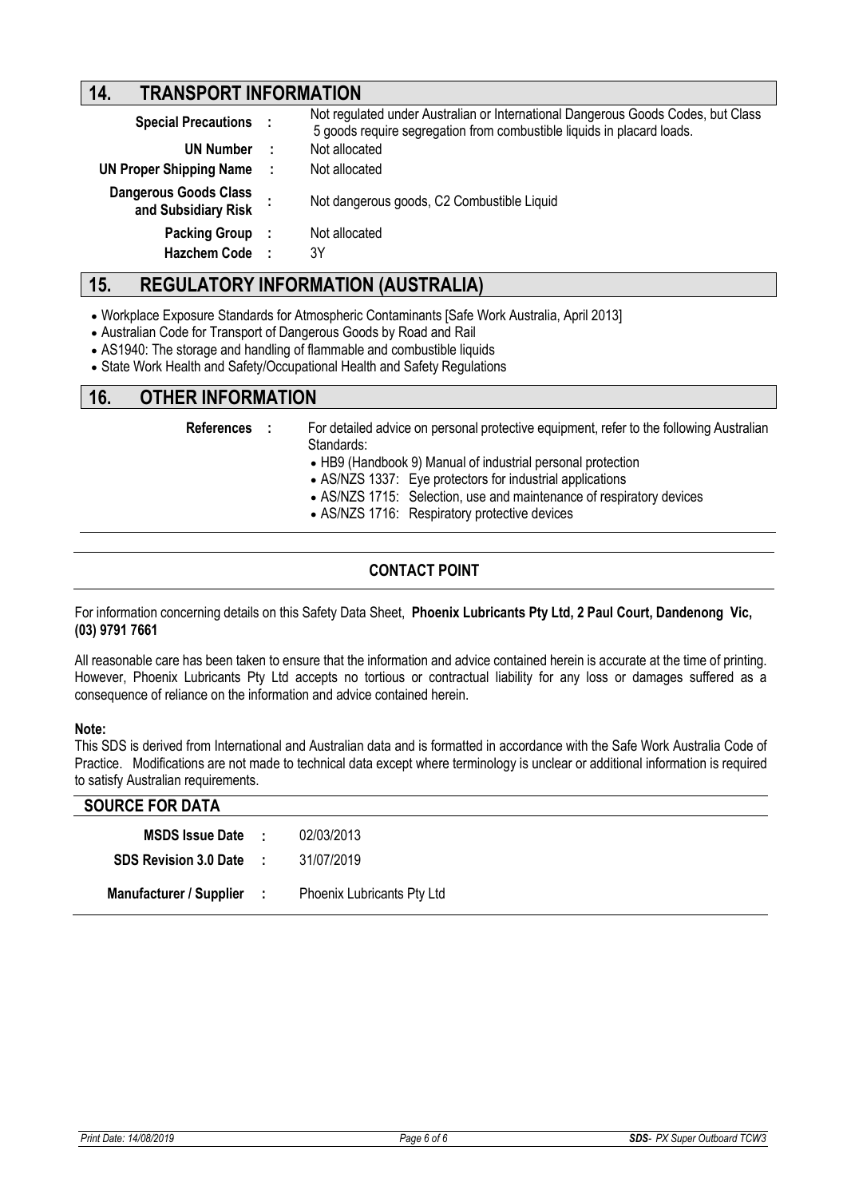## 14. TRANSPORT INFORMATION

| | |
|---|---|
| **Special Precautions** : | Not regulated under Australian or International Dangerous Goods Codes, but Class 5 goods require segregation from combustible liquids in placard loads. |
| **UN Number** : | Not allocated |
| **UN Proper Shipping Name** : | Not allocated |
| **Dangerous Goods Class and Subsidiary Risk** : | Not dangerous goods, C2 Combustible Liquid |
| **Packing Group** : | Not allocated |
| **Hazchem Code** : | 3Y |

## 15. REGULATORY INFORMATION (AUSTRALIA)

- Workplace Exposure Standards for Atmospheric Contaminants [Safe Work Australia, April 2013]
- Australian Code for Transport of Dangerous Goods by Road and Rail
- AS1940: The storage and handling of flammable and combustible liquids
- State Work Health and Safety/Occupational Health and Safety Regulations

## 16. OTHER INFORMATION

**References** : For detailed advice on personal protective equipment, refer to the following Australian Standards:

- HB9 (Handbook 9) Manual of industrial personal protection
- AS/NZS 1337: Eye protectors for industrial applications
- AS/NZS 1715: Selection, use and maintenance of respiratory devices
- AS/NZS 1716: Respiratory protective devices

### CONTACT POINT

For information concerning details on this Safety Data Sheet, **Phoenix Lubricants Pty Ltd, 2 Paul Court, Dandenong Vic, (03) 9791 7661**

All reasonable care has been taken to ensure that the information and advice contained herein is accurate at the time of printing. However, Phoenix Lubricants Pty Ltd accepts no tortious or contractual liability for any loss or damages suffered as a consequence of reliance on the information and advice contained herein.

**Note:**
This SDS is derived from International and Australian data and is formatted in accordance with the Safe Work Australia Code of Practice. Modifications are not made to technical data except where terminology is unclear or additional information is required to satisfy Australian requirements.

### SOURCE FOR DATA

| | |
|---|---|
| **MSDS Issue Date** : | 02/03/2013 |
| **SDS Revision 3.0 Date** : | 31/07/2019 |
| **Manufacturer / Supplier** : | Phoenix Lubricants Pty Ltd |